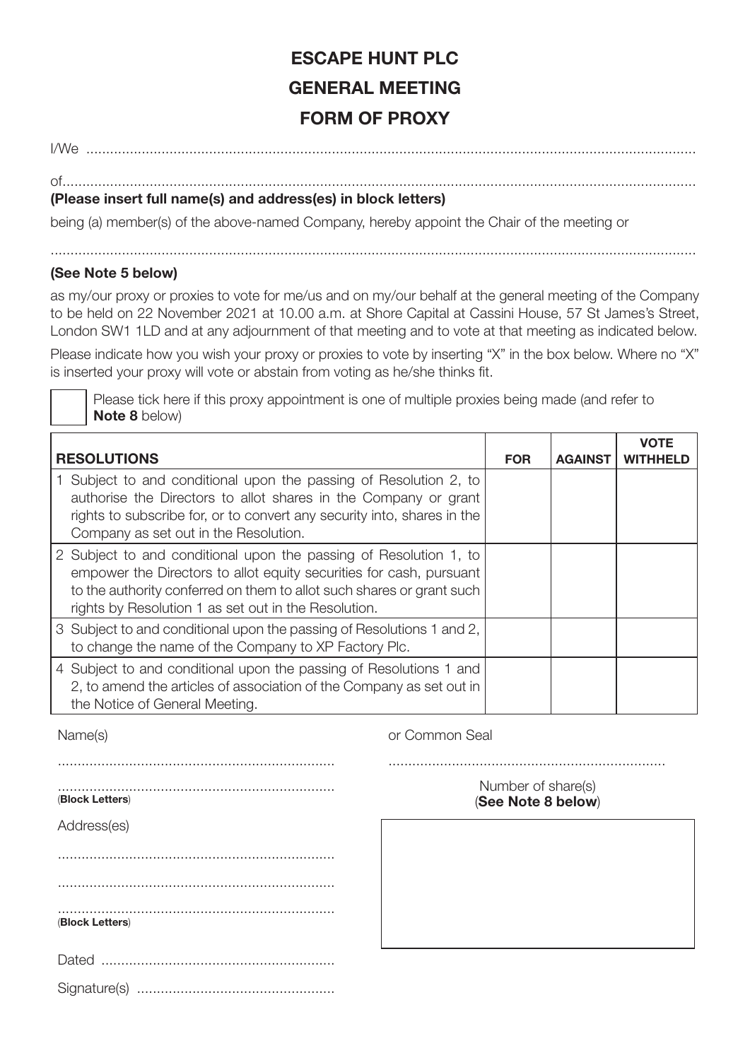# ESCAPE HUNT PLC

# GENERAL MEETING

# FORM OF PROXY

I/We ..............................................................................................................................................................

of......................................................................................................................................................................

**(Please insert full name(s) and address(es) in block letters)**

being (a) member(s) of the above-named Company, hereby appoint the Chair of the meeting or

.........................................................................................................................................................................

**(See Note 5 below)**

as my/our proxy or proxies to vote for me/us and on my/our behalf at the general meeting of the Company to be held on 22 November 2021 at 10.00 a.m. at Shore Capital at Cassini House, 57 St James's Street, London SW1 1LD and at any adjournment of that meeting and to vote at that meeting as indicated below.

Please indicate how you wish your proxy or proxies to vote by inserting "X" in the box below. Where no "X" is inserted your proxy will vote or abstain from voting as he/she thinks fit.

☐ Please tick here if this proxy appointment is one of multiple proxies being made (and refer to **Note 8** below)

| **RESOLUTIONS** | **FOR** | **AGAINST** | **VOTE WITHHELD** |
|---|---|---|---|
| 1 Subject to and conditional upon the passing of Resolution 2, to authorise the Directors to allot shares in the Company or grant rights to subscribe for, or to convert any security into, shares in the Company as set out in the Resolution. | | | |
| 2 Subject to and conditional upon the passing of Resolution 1, to empower the Directors to allot equity securities for cash, pursuant to the authority conferred on them to allot such shares or grant such rights by Resolution 1 as set out in the Resolution. | | | |
| 3 Subject to and conditional upon the passing of Resolutions 1 and 2, to change the name of the Company to XP Factory Plc. | | | |
| 4 Subject to and conditional upon the passing of Resolutions 1 and 2, to amend the articles of association of the Company as set out in the Notice of General Meeting. | | | |

Name(s)

.....................................................................

.....................................................................
(**Block Letters**)

or Common Seal

.....................................................................

Number of share(s)
(**See Note 8 below**)

Address(es)

.....................................................................

.....................................................................

.....................................................................
(**Block Letters**)

Dated ..........................................................

Signature(s) .................................................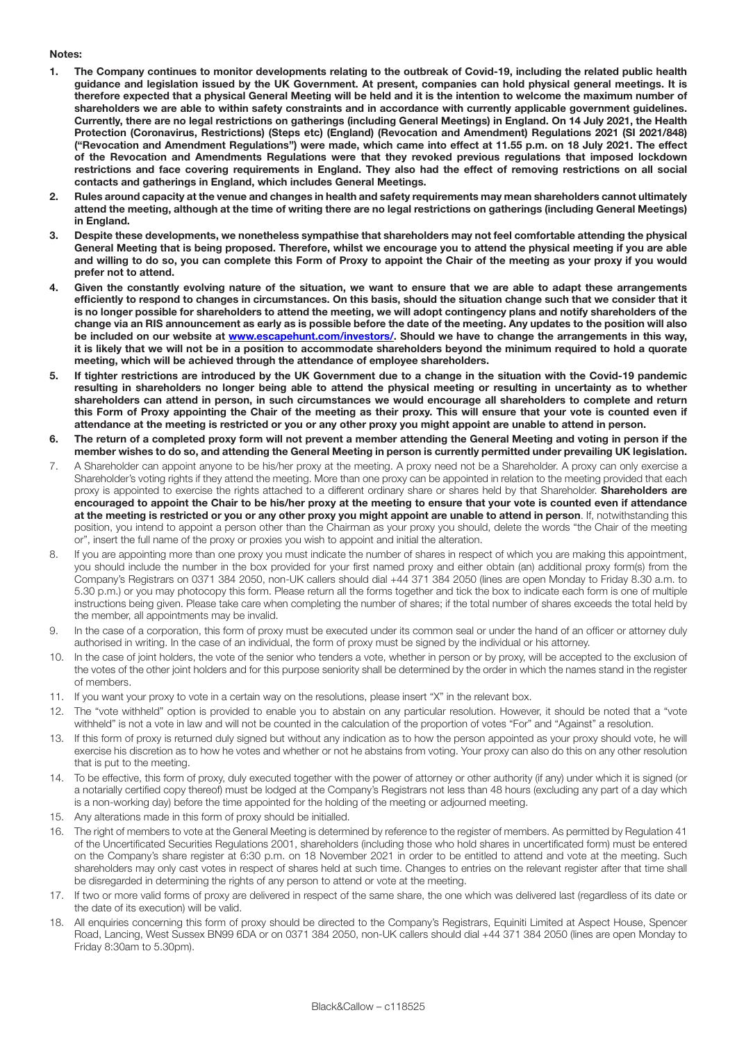**Notes:**

1. **The Company continues to monitor developments relating to the outbreak of Covid-19, including the related public health guidance and legislation issued by the UK Government. At present, companies can hold physical general meetings. It is therefore expected that a physical General Meeting will be held and it is the intention to welcome the maximum number of shareholders we are able to within safety constraints and in accordance with currently applicable government guidelines. Currently, there are no legal restrictions on gatherings (including General Meetings) in England. On 14 July 2021, the Health Protection (Coronavirus, Restrictions) (Steps etc) (England) (Revocation and Amendment) Regulations 2021 (SI 2021/848) ("Revocation and Amendment Regulations") were made, which came into effect at 11.55 p.m. on 18 July 2021. The effect of the Revocation and Amendments Regulations were that they revoked previous regulations that imposed lockdown restrictions and face covering requirements in England. They also had the effect of removing restrictions on all social contacts and gatherings in England, which includes General Meetings.**
2. **Rules around capacity at the venue and changes in health and safety requirements may mean shareholders cannot ultimately attend the meeting, although at the time of writing there are no legal restrictions on gatherings (including General Meetings) in England.**
3. **Despite these developments, we nonetheless sympathise that shareholders may not feel comfortable attending the physical General Meeting that is being proposed. Therefore, whilst we encourage you to attend the physical meeting if you are able and willing to do so, you can complete this Form of Proxy to appoint the Chair of the meeting as your proxy if you would prefer not to attend.**
4. **Given the constantly evolving nature of the situation, we want to ensure that we are able to adapt these arrangements efficiently to respond to changes in circumstances. On this basis, should the situation change such that we consider that it is no longer possible for shareholders to attend the meeting, we will adopt contingency plans and notify shareholders of the change via an RIS announcement as early as is possible before the date of the meeting. Any updates to the position will also be included on our website at [www.escapehunt.com/investors/](www.escapehunt.com/investors/). Should we have to change the arrangements in this way, it is likely that we will not be in a position to accommodate shareholders beyond the minimum required to hold a quorate meeting, which will be achieved through the attendance of employee shareholders.**
5. **If tighter restrictions are introduced by the UK Government due to a change in the situation with the Covid-19 pandemic resulting in shareholders no longer being able to attend the physical meeting or resulting in uncertainty as to whether shareholders can attend in person, in such circumstances we would encourage all shareholders to complete and return this Form of Proxy appointing the Chair of the meeting as their proxy. This will ensure that your vote is counted even if attendance at the meeting is restricted or you or any other proxy you might appoint are unable to attend in person.**
6. **The return of a completed proxy form will not prevent a member attending the General Meeting and voting in person if the member wishes to do so, and attending the General Meeting in person is currently permitted under prevailing UK legislation.**
7. A Shareholder can appoint anyone to be his/her proxy at the meeting. A proxy need not be a Shareholder. A proxy can only exercise a Shareholder's voting rights if they attend the meeting. More than one proxy can be appointed in relation to the meeting provided that each proxy is appointed to exercise the rights attached to a different ordinary share or shares held by that Shareholder. **Shareholders are encouraged to appoint the Chair to be his/her proxy at the meeting to ensure that your vote is counted even if attendance at the meeting is restricted or you or any other proxy you might appoint are unable to attend in person**. If, notwithstanding this position, you intend to appoint a person other than the Chairman as your proxy you should, delete the words "the Chair of the meeting or", insert the full name of the proxy or proxies you wish to appoint and initial the alteration.
8. If you are appointing more than one proxy you must indicate the number of shares in respect of which you are making this appointment, you should include the number in the box provided for your first named proxy and either obtain (an) additional proxy form(s) from the Company's Registrars on 0371 384 2050, non-UK callers should dial +44 371 384 2050 (lines are open Monday to Friday 8.30 a.m. to 5.30 p.m.) or you may photocopy this form. Please return all the forms together and tick the box to indicate each form is one of multiple instructions being given. Please take care when completing the number of shares; if the total number of shares exceeds the total held by the member, all appointments may be invalid.
9. In the case of a corporation, this form of proxy must be executed under its common seal or under the hand of an officer or attorney duly authorised in writing. In the case of an individual, the form of proxy must be signed by the individual or his attorney.
10. In the case of joint holders, the vote of the senior who tenders a vote, whether in person or by proxy, will be accepted to the exclusion of the votes of the other joint holders and for this purpose seniority shall be determined by the order in which the names stand in the register of members.
11. If you want your proxy to vote in a certain way on the resolutions, please insert "X" in the relevant box.
12. The "vote withheld" option is provided to enable you to abstain on any particular resolution. However, it should be noted that a "vote withheld" is not a vote in law and will not be counted in the calculation of the proportion of votes "For" and "Against" a resolution.
13. If this form of proxy is returned duly signed but without any indication as to how the person appointed as your proxy should vote, he will exercise his discretion as to how he votes and whether or not he abstains from voting. Your proxy can also do this on any other resolution that is put to the meeting.
14. To be effective, this form of proxy, duly executed together with the power of attorney or other authority (if any) under which it is signed (or a notarially certified copy thereof) must be lodged at the Company's Registrars not less than 48 hours (excluding any part of a day which is a non-working day) before the time appointed for the holding of the meeting or adjourned meeting.
15. Any alterations made in this form of proxy should be initialled.
16. The right of members to vote at the General Meeting is determined by reference to the register of members. As permitted by Regulation 41 of the Uncertificated Securities Regulations 2001, shareholders (including those who hold shares in uncertificated form) must be entered on the Company's share register at 6:30 p.m. on 18 November 2021 in order to be entitled to attend and vote at the meeting. Such shareholders may only cast votes in respect of shares held at such time. Changes to entries on the relevant register after that time shall be disregarded in determining the rights of any person to attend or vote at the meeting.
17. If two or more valid forms of proxy are delivered in respect of the same share, the one which was delivered last (regardless of its date or the date of its execution) will be valid.
18. All enquiries concerning this form of proxy should be directed to the Company's Registrars, Equiniti Limited at Aspect House, Spencer Road, Lancing, West Sussex BN99 6DA or on 0371 384 2050, non-UK callers should dial +44 371 384 2050 (lines are open Monday to Friday 8:30am to 5.30pm).

Black&Callow – c118525